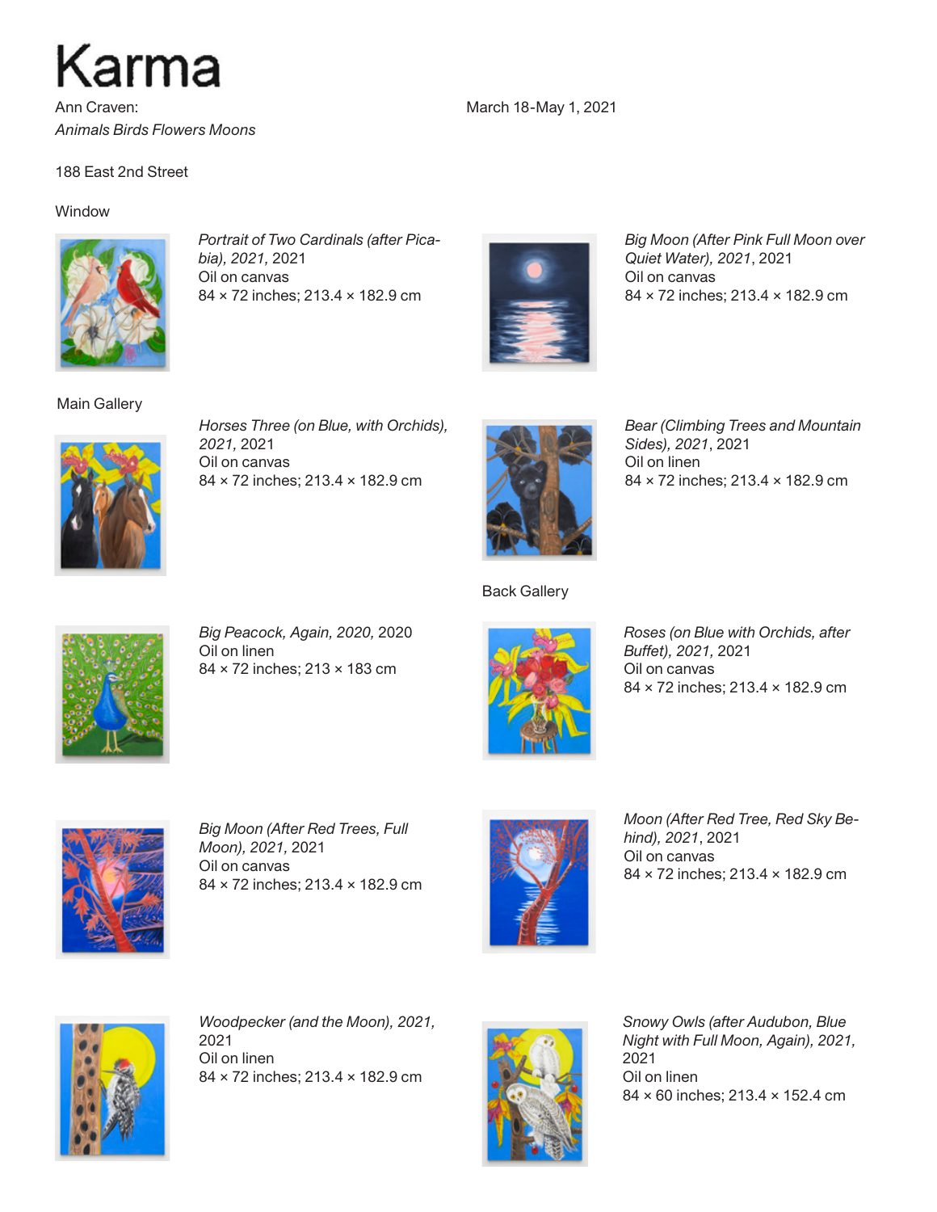# Karma

Ann Craven:
*Animals Birds Flowers Moons*

March 18-May 1, 2021

188 East 2nd Street

## Window

*Portrait of Two Cardinals (after Picabia), 2021,* 2021
Oil on canvas
84 × 72 inches; 213.4 × 182.9 cm

*Big Moon (After Pink Full Moon over Quiet Water), 2021*, 2021
Oil on canvas
84 × 72 inches; 213.4 × 182.9 cm

## Main Gallery

*Horses Three (on Blue, with Orchids), 2021,* 2021
Oil on canvas
84 × 72 inches; 213.4 × 182.9 cm

*Bear (Climbing Trees and Mountain Sides), 2021*, 2021
Oil on linen
84 × 72 inches; 213.4 × 182.9 cm

*Big Peacock, Again, 2020,* 2020
Oil on linen
84 × 72 inches; 213 × 183 cm

*Big Moon (After Red Trees, Full Moon), 2021,* 2021
Oil on canvas
84 × 72 inches; 213.4 × 182.9 cm

*Woodpecker (and the Moon), 2021,* 2021
Oil on linen
84 × 72 inches; 213.4 × 182.9 cm

## Back Gallery

*Roses (on Blue with Orchids, after Buffet), 2021,* 2021
Oil on canvas
84 × 72 inches; 213.4 × 182.9 cm

*Moon (After Red Tree, Red Sky Behind), 2021,* 2021
Oil on canvas
84 × 72 inches; 213.4 × 182.9 cm

*Snowy Owls (after Audubon, Blue Night with Full Moon, Again), 2021,* 2021
Oil on linen
84 × 60 inches; 213.4 × 152.4 cm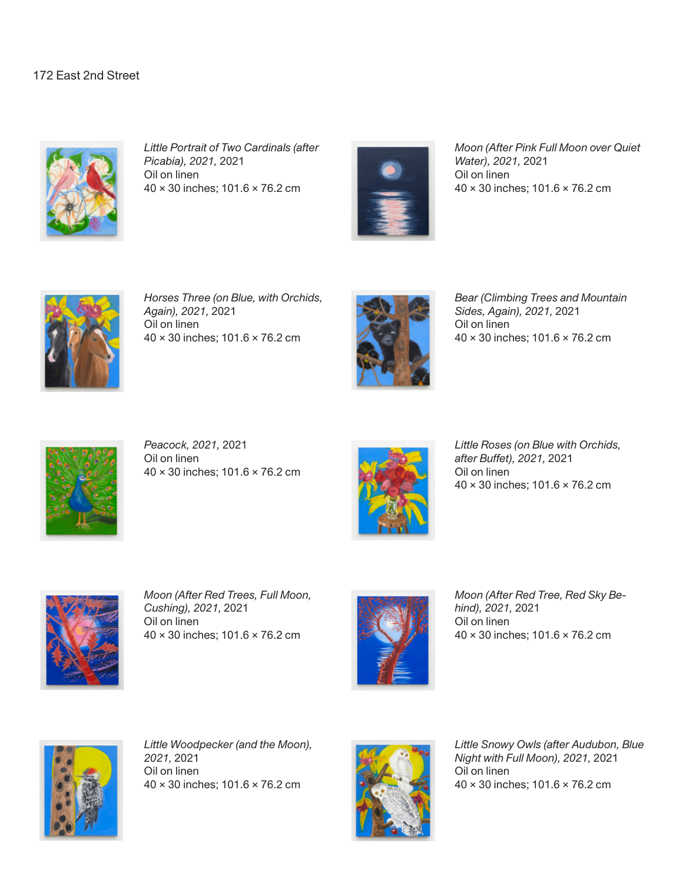172 East 2nd Street

*Little Portrait of Two Cardinals (after Picabia), 2021*, 2021
Oil on linen
40 × 30 inches; 101.6 × 76.2 cm

*Moon (After Pink Full Moon over Quiet Water), 2021*, 2021
Oil on linen
40 × 30 inches; 101.6 × 76.2 cm

*Horses Three (on Blue, with Orchids, Again), 2021*, 2021
Oil on linen
40 × 30 inches; 101.6 × 76.2 cm

*Bear (Climbing Trees and Mountain Sides, Again), 2021*, 2021
Oil on linen
40 × 30 inches; 101.6 × 76.2 cm

*Peacock, 2021*, 2021
Oil on linen
40 × 30 inches; 101.6 × 76.2 cm

*Little Roses (on Blue with Orchids, after Buffet), 2021*, 2021
Oil on linen
40 × 30 inches; 101.6 × 76.2 cm

*Moon (After Red Trees, Full Moon, Cushing), 2021*, 2021
Oil on linen
40 × 30 inches; 101.6 × 76.2 cm

*Moon (After Red Tree, Red Sky Behind), 2021*, 2021
Oil on linen
40 × 30 inches; 101.6 × 76.2 cm

*Little Woodpecker (and the Moon), 2021*, 2021
Oil on linen
40 × 30 inches; 101.6 × 76.2 cm

*Little Snowy Owls (after Audubon, Blue Night with Full Moon), 2021*, 2021
Oil on linen
40 × 30 inches; 101.6 × 76.2 cm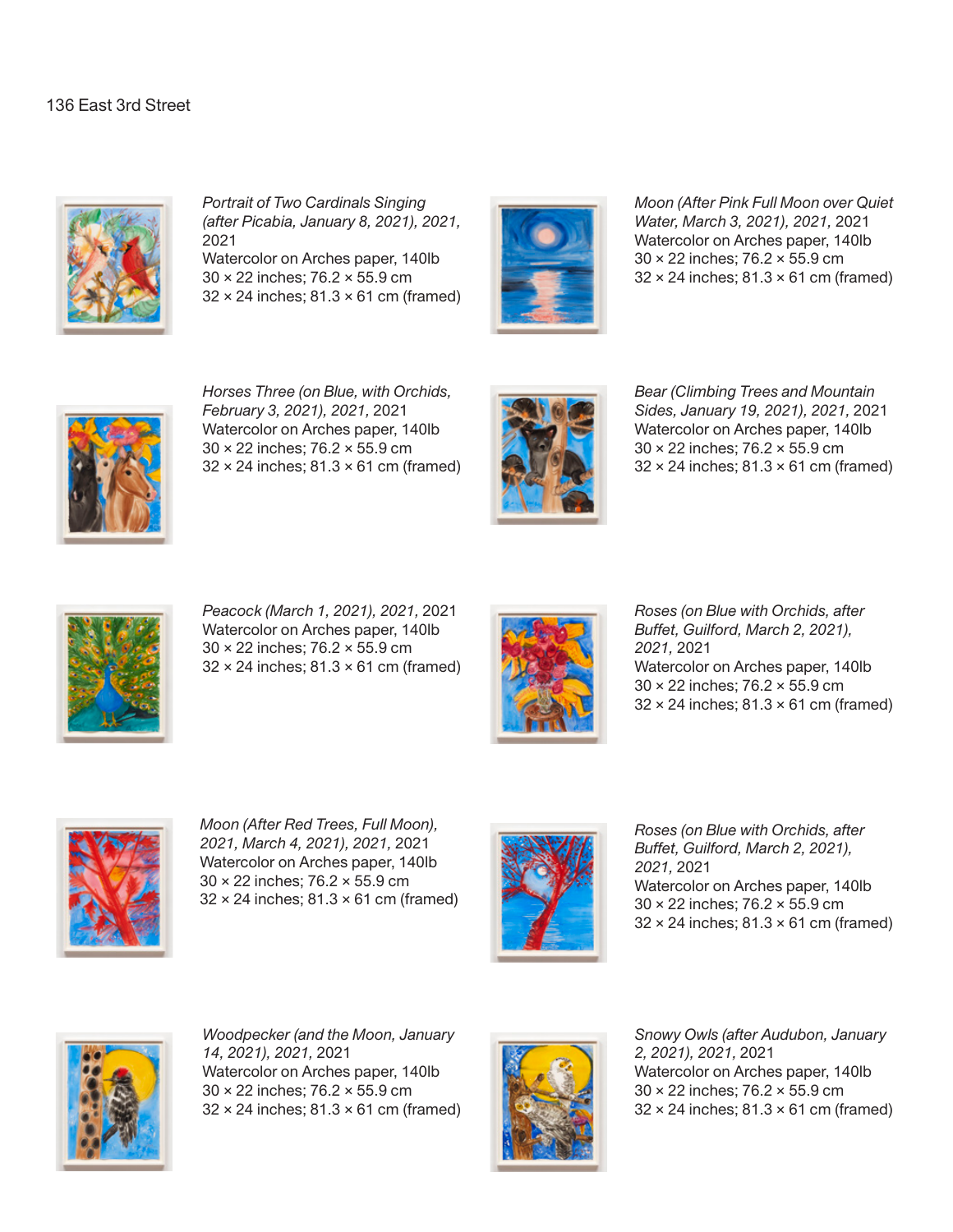136 East 3rd Street

*Portrait of Two Cardinals Singing (after Picabia, January 8, 2021), 2021,* 2021
Watercolor on Arches paper, 140lb
30 × 22 inches; 76.2 × 55.9 cm
32 × 24 inches; 81.3 × 61 cm (framed)

*Moon (After Pink Full Moon over Quiet Water, March 3, 2021), 2021,* 2021
Watercolor on Arches paper, 140lb
30 × 22 inches; 76.2 × 55.9 cm
32 × 24 inches; 81.3 × 61 cm (framed)

*Horses Three (on Blue, with Orchids, February 3, 2021), 2021,* 2021
Watercolor on Arches paper, 140lb
30 × 22 inches; 76.2 × 55.9 cm
32 × 24 inches; 81.3 × 61 cm (framed)

*Bear (Climbing Trees and Mountain Sides, January 19, 2021), 2021,* 2021
Watercolor on Arches paper, 140lb
30 × 22 inches; 76.2 × 55.9 cm
32 × 24 inches; 81.3 × 61 cm (framed)

*Peacock (March 1, 2021), 2021,* 2021
Watercolor on Arches paper, 140lb
30 × 22 inches; 76.2 × 55.9 cm
32 × 24 inches; 81.3 × 61 cm (framed)

*Roses (on Blue with Orchids, after Buffet, Guilford, March 2, 2021), 2021,* 2021
Watercolor on Arches paper, 140lb
30 × 22 inches; 76.2 × 55.9 cm
32 × 24 inches; 81.3 × 61 cm (framed)

*Moon (After Red Trees, Full Moon), 2021, March 4, 2021), 2021,* 2021
Watercolor on Arches paper, 140lb
30 × 22 inches; 76.2 × 55.9 cm
32 × 24 inches; 81.3 × 61 cm (framed)

*Roses (on Blue with Orchids, after Buffet, Guilford, March 2, 2021), 2021,* 2021
Watercolor on Arches paper, 140lb
30 × 22 inches; 76.2 × 55.9 cm
32 × 24 inches; 81.3 × 61 cm (framed)

*Woodpecker (and the Moon, January 14, 2021), 2021,* 2021
Watercolor on Arches paper, 140lb
30 × 22 inches; 76.2 × 55.9 cm
32 × 24 inches; 81.3 × 61 cm (framed)

*Snowy Owls (after Audubon, January 2, 2021), 2021,* 2021
Watercolor on Arches paper, 140lb
30 × 22 inches; 76.2 × 55.9 cm
32 × 24 inches; 81.3 × 61 cm (framed)